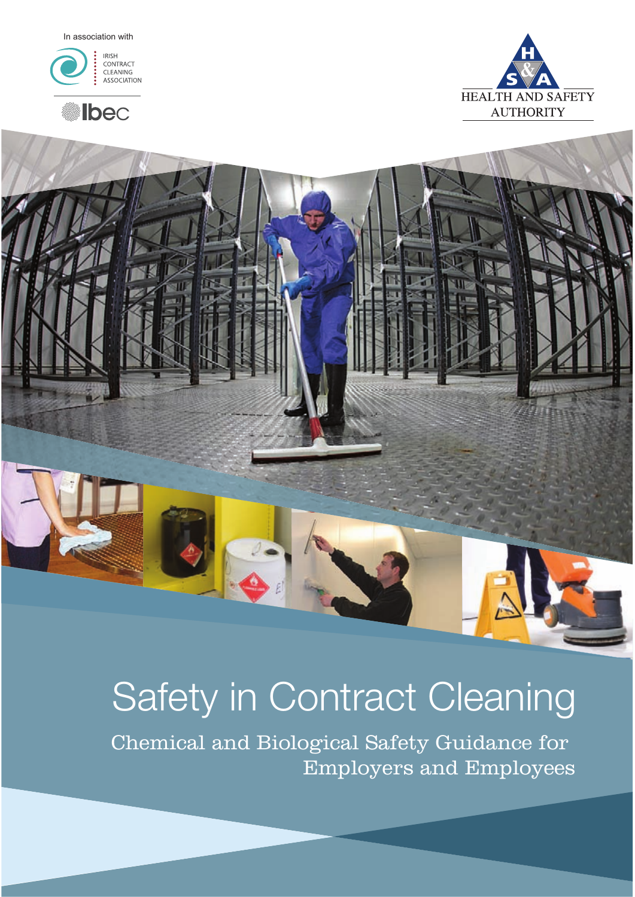In association with

IRISH CONTRACT CLEANING ASSOCIATION

Ibec

HEALTH AND SAFETY AUTHORITY

# Safety in Contract Cleaning

## Chemical and Biological Safety Guidance for Employers and Employees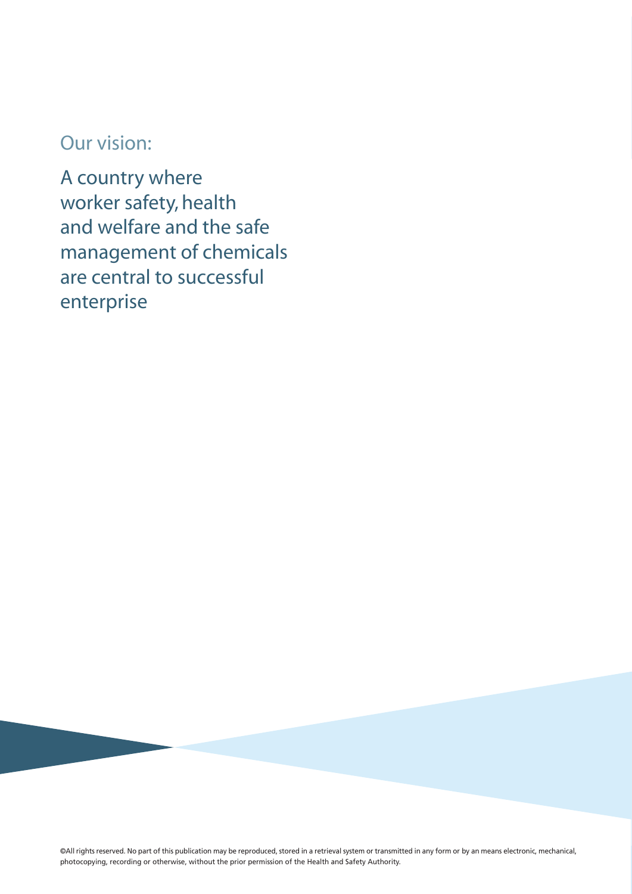## Our vision:

A country where worker safety, health and welfare and the safe management of chemicals are central to successful enterprise

©All rights reserved. No part of this publication may be reproduced, stored in a retrieval system or transmitted in any form or by an means electronic, mechanical, photocopying, recording or otherwise, without the prior permission of the Health and Safety Authority.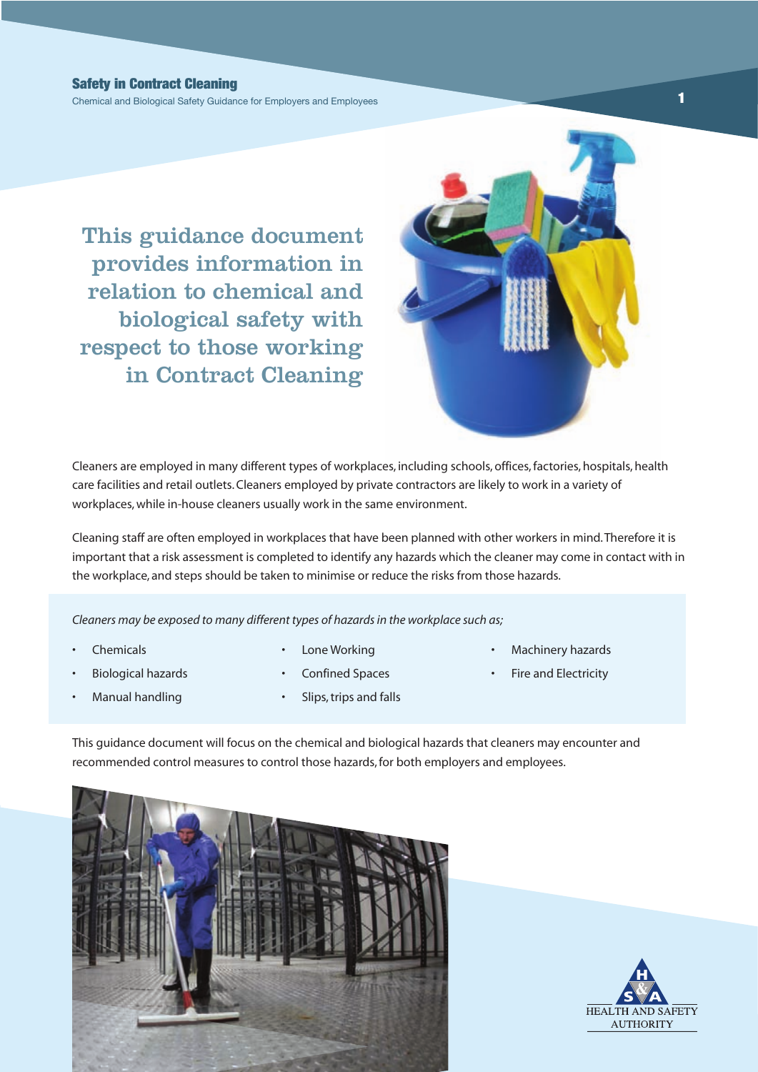# This guidance document provides information in relation to chemical and biological safety with respect to those working in Contract Cleaning

Cleaners are employed in many different types of workplaces, including schools, offices, factories, hospitals, health care facilities and retail outlets. Cleaners employed by private contractors are likely to work in a variety of workplaces, while in-house cleaners usually work in the same environment.

Cleaning staff are often employed in workplaces that have been planned with other workers in mind. Therefore it is important that a risk assessment is completed to identify any hazards which the cleaner may come in contact with in the workplace, and steps should be taken to minimise or reduce the risks from those hazards.

*Cleaners may be exposed to many different types of hazards in the workplace such as;*

- Chemicals
- Biological hazards
- Manual handling
- Lone Working
- Confined Spaces
- Slips, trips and falls
- Machinery hazards
- Fire and Electricity

This guidance document will focus on the chemical and biological hazards that cleaners may encounter and recommended control measures to control those hazards, for both employers and employees.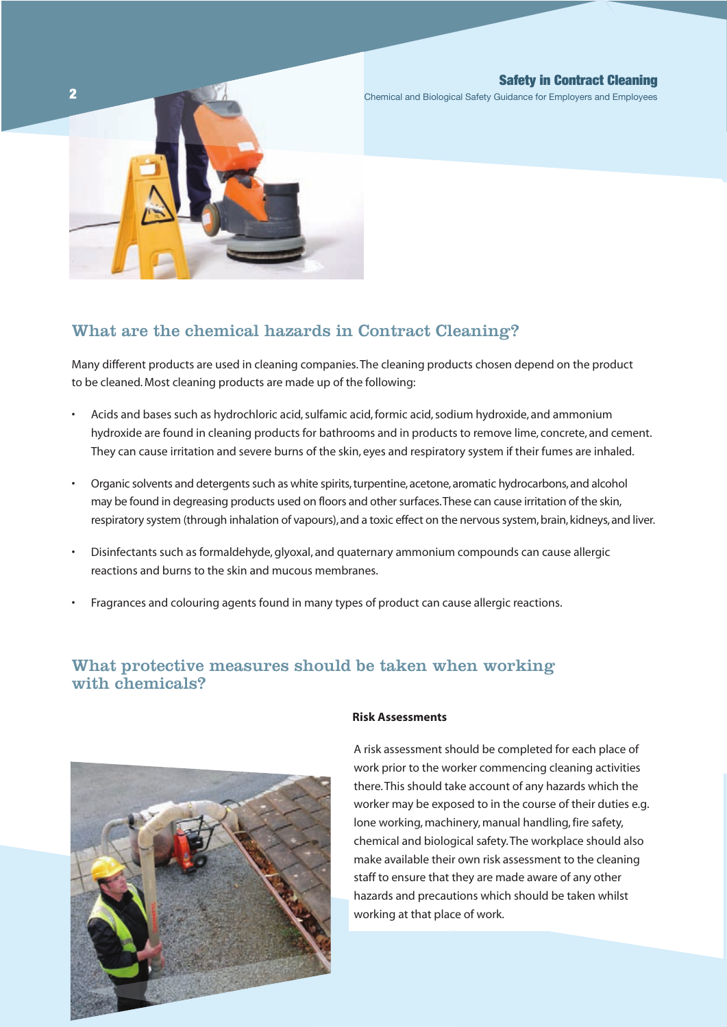## What are the chemical hazards in Contract Cleaning?

Many different products are used in cleaning companies. The cleaning products chosen depend on the product to be cleaned. Most cleaning products are made up of the following:

- Acids and bases such as hydrochloric acid, sulfamic acid, formic acid, sodium hydroxide, and ammonium hydroxide are found in cleaning products for bathrooms and in products to remove lime, concrete, and cement. They can cause irritation and severe burns of the skin, eyes and respiratory system if their fumes are inhaled.
- Organic solvents and detergents such as white spirits, turpentine, acetone, aromatic hydrocarbons, and alcohol may be found in degreasing products used on floors and other surfaces. These can cause irritation of the skin, respiratory system (through inhalation of vapours), and a toxic effect on the nervous system, brain, kidneys, and liver.
- Disinfectants such as formaldehyde, glyoxal, and quaternary ammonium compounds can cause allergic reactions and burns to the skin and mucous membranes.
- Fragrances and colouring agents found in many types of product can cause allergic reactions.

## What protective measures should be taken when working with chemicals?

**Risk Assessments**

A risk assessment should be completed for each place of work prior to the worker commencing cleaning activities there. This should take account of any hazards which the worker may be exposed to in the course of their duties e.g. lone working, machinery, manual handling, fire safety, chemical and biological safety. The workplace should also make available their own risk assessment to the cleaning staff to ensure that they are made aware of any other hazards and precautions which should be taken whilst working at that place of work.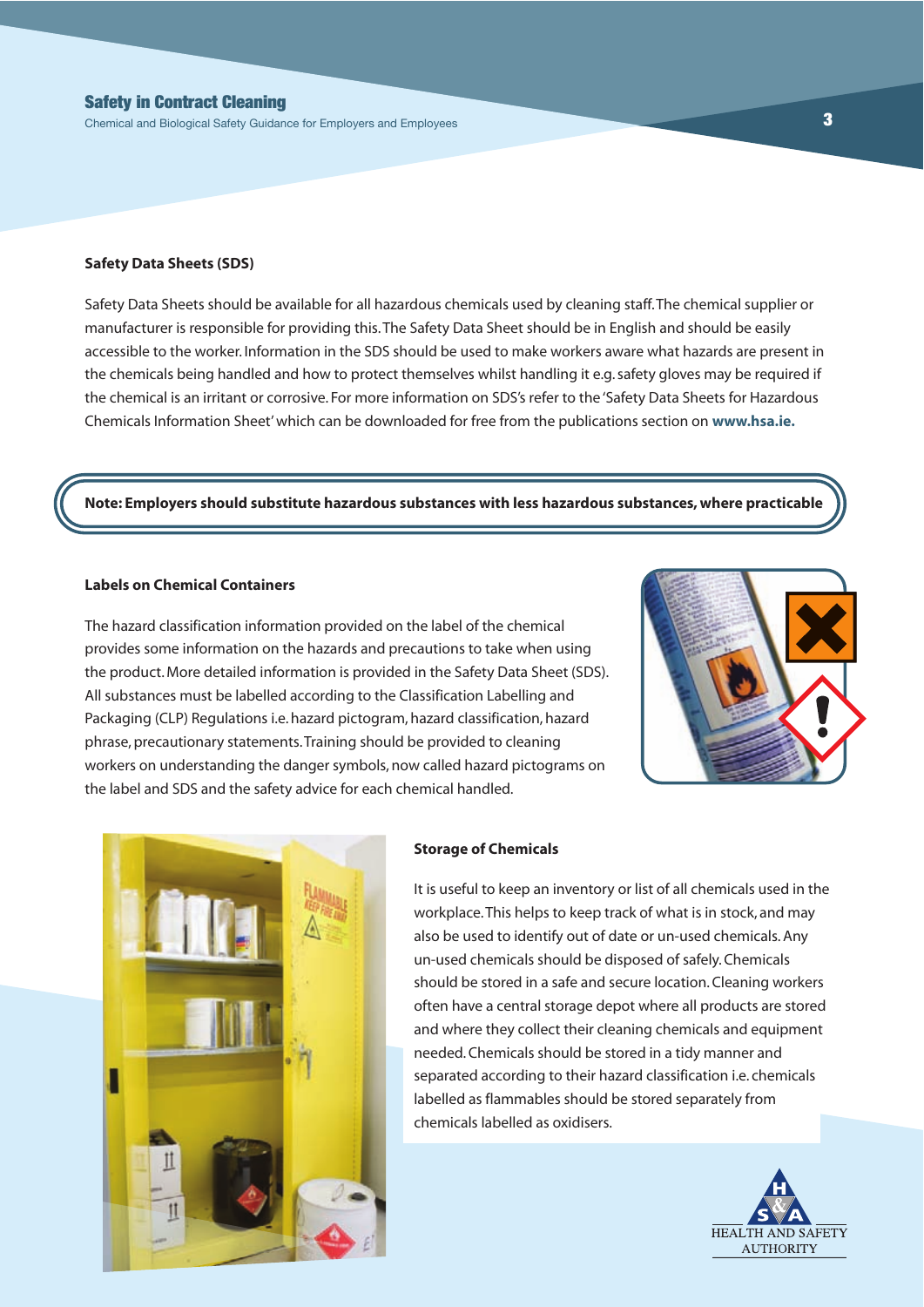## Safety Data Sheets (SDS)

Safety Data Sheets should be available for all hazardous chemicals used by cleaning staff. The chemical supplier or manufacturer is responsible for providing this. The Safety Data Sheet should be in English and should be easily accessible to the worker. Information in the SDS should be used to make workers aware what hazards are present in the chemicals being handled and how to protect themselves whilst handling it e.g. safety gloves may be required if the chemical is an irritant or corrosive. For more information on SDS's refer to the 'Safety Data Sheets for Hazardous Chemicals Information Sheet' which can be downloaded for free from the publications section on **www.hsa.ie.**

> **Note: Employers should substitute hazardous substances with less hazardous substances, where practicable**

## Labels on Chemical Containers

The hazard classification information provided on the label of the chemical provides some information on the hazards and precautions to take when using the product. More detailed information is provided in the Safety Data Sheet (SDS). All substances must be labelled according to the Classification Labelling and Packaging (CLP) Regulations i.e. hazard pictogram, hazard classification, hazard phrase, precautionary statements. Training should be provided to cleaning workers on understanding the danger symbols, now called hazard pictograms on the label and SDS and the safety advice for each chemical handled.

## Storage of Chemicals

It is useful to keep an inventory or list of all chemicals used in the workplace. This helps to keep track of what is in stock, and may also be used to identify out of date or un-used chemicals. Any un-used chemicals should be disposed of safely. Chemicals should be stored in a safe and secure location. Cleaning workers often have a central storage depot where all products are stored and where they collect their cleaning chemicals and equipment needed. Chemicals should be stored in a tidy manner and separated according to their hazard classification i.e. chemicals labelled as flammables should be stored separately from chemicals labelled as oxidisers.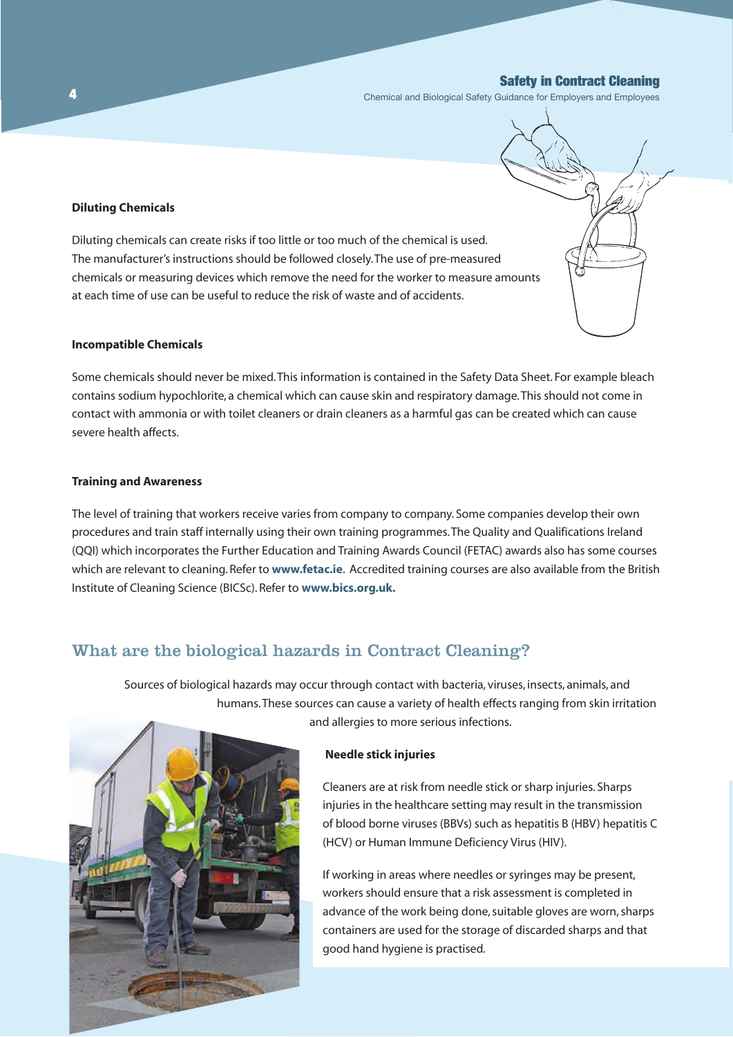#### Diluting Chemicals

Diluting chemicals can create risks if too little or too much of the chemical is used. The manufacturer's instructions should be followed closely. The use of pre-measured chemicals or measuring devices which remove the need for the worker to measure amounts at each time of use can be useful to reduce the risk of waste and of accidents.

#### Incompatible Chemicals

Some chemicals should never be mixed. This information is contained in the Safety Data Sheet. For example bleach contains sodium hypochlorite, a chemical which can cause skin and respiratory damage. This should not come in contact with ammonia or with toilet cleaners or drain cleaners as a harmful gas can be created which can cause severe health affects.

#### Training and Awareness

The level of training that workers receive varies from company to company. Some companies develop their own procedures and train staff internally using their own training programmes. The Quality and Qualifications Ireland (QQI) which incorporates the Further Education and Training Awards Council (FETAC) awards also has some courses which are relevant to cleaning. Refer to **www.fetac.ie**. Accredited training courses are also available from the British Institute of Cleaning Science (BICSc). Refer to **www.bics.org.uk.**

## What are the biological hazards in Contract Cleaning?

Sources of biological hazards may occur through contact with bacteria, viruses, insects, animals, and humans. These sources can cause a variety of health effects ranging from skin irritation and allergies to more serious infections.

#### Needle stick injuries

Cleaners are at risk from needle stick or sharp injuries. Sharps injuries in the healthcare setting may result in the transmission of blood borne viruses (BBVs) such as hepatitis B (HBV) hepatitis C (HCV) or Human Immune Deficiency Virus (HIV).

If working in areas where needles or syringes may be present, workers should ensure that a risk assessment is completed in advance of the work being done, suitable gloves are worn, sharps containers are used for the storage of discarded sharps and that good hand hygiene is practised.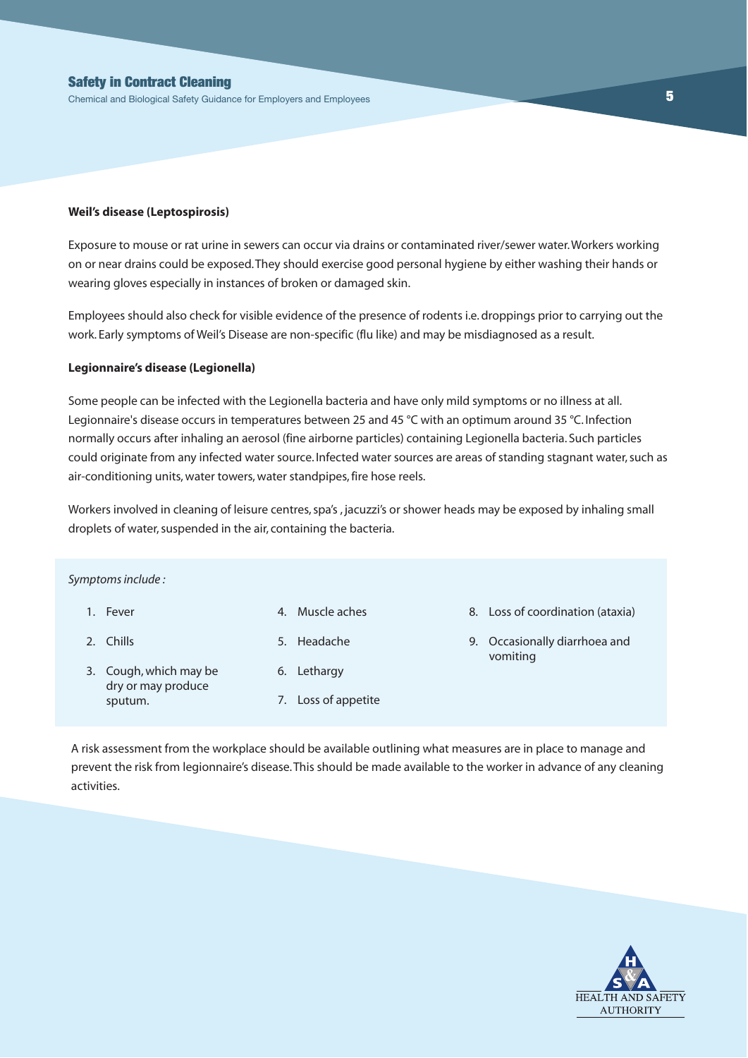**Weil's disease (Leptospirosis)**

Exposure to mouse or rat urine in sewers can occur via drains or contaminated river/sewer water. Workers working on or near drains could be exposed. They should exercise good personal hygiene by either washing their hands or wearing gloves especially in instances of broken or damaged skin.

Employees should also check for visible evidence of the presence of rodents i.e. droppings prior to carrying out the work. Early symptoms of Weil's Disease are non-specific (flu like) and may be misdiagnosed as a result.

**Legionnaire's disease (Legionella)**

Some people can be infected with the Legionella bacteria and have only mild symptoms or no illness at all. Legionnaire's disease occurs in temperatures between 25 and 45 °C with an optimum around 35 °C. Infection normally occurs after inhaling an aerosol (fine airborne particles) containing Legionella bacteria. Such particles could originate from any infected water source. Infected water sources are areas of standing stagnant water, such as air-conditioning units, water towers, water standpipes, fire hose reels.

Workers involved in cleaning of leisure centres, spa's , jacuzzi's or shower heads may be exposed by inhaling small droplets of water, suspended in the air, containing the bacteria.

*Symptoms include :*

1. Fever
2. Chills
3. Cough, which may be dry or may produce sputum.
4. Muscle aches
5. Headache
6. Lethargy
7. Loss of appetite
8. Loss of coordination (ataxia)
9. Occasionally diarrhoea and vomiting

A risk assessment from the workplace should be available outlining what measures are in place to manage and prevent the risk from legionnaire's disease. This should be made available to the worker in advance of any cleaning activities.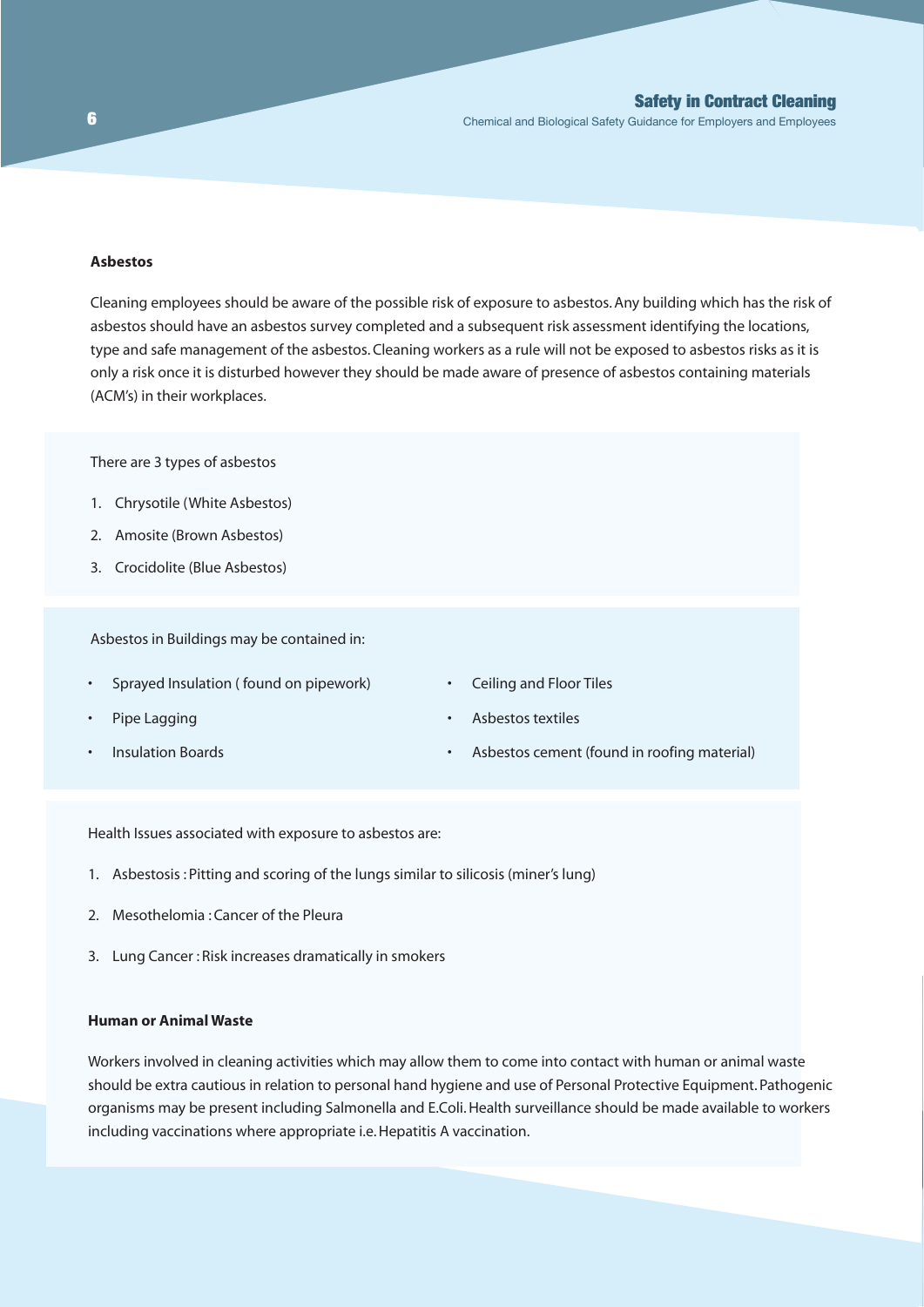## Asbestos

Cleaning employees should be aware of the possible risk of exposure to asbestos. Any building which has the risk of asbestos should have an asbestos survey completed and a subsequent risk assessment identifying the locations, type and safe management of the asbestos. Cleaning workers as a rule will not be exposed to asbestos risks as it is only a risk once it is disturbed however they should be made aware of presence of asbestos containing materials (ACM's) in their workplaces.

There are 3 types of asbestos

1. Chrysotile (White Asbestos)
2. Amosite (Brown Asbestos)
3. Crocidolite (Blue Asbestos)

Asbestos in Buildings may be contained in:

- Sprayed Insulation ( found on pipework)
- Pipe Lagging
- Insulation Boards
- Ceiling and Floor Tiles
- Asbestos textiles
- Asbestos cement (found in roofing material)

Health Issues associated with exposure to asbestos are:

1. Asbestosis : Pitting and scoring of the lungs similar to silicosis (miner's lung)
2. Mesothelomia : Cancer of the Pleura
3. Lung Cancer : Risk increases dramatically in smokers

## Human or Animal Waste

Workers involved in cleaning activities which may allow them to come into contact with human or animal waste should be extra cautious in relation to personal hand hygiene and use of Personal Protective Equipment. Pathogenic organisms may be present including Salmonella and E.Coli. Health surveillance should be made available to workers including vaccinations where appropriate i.e. Hepatitis A vaccination.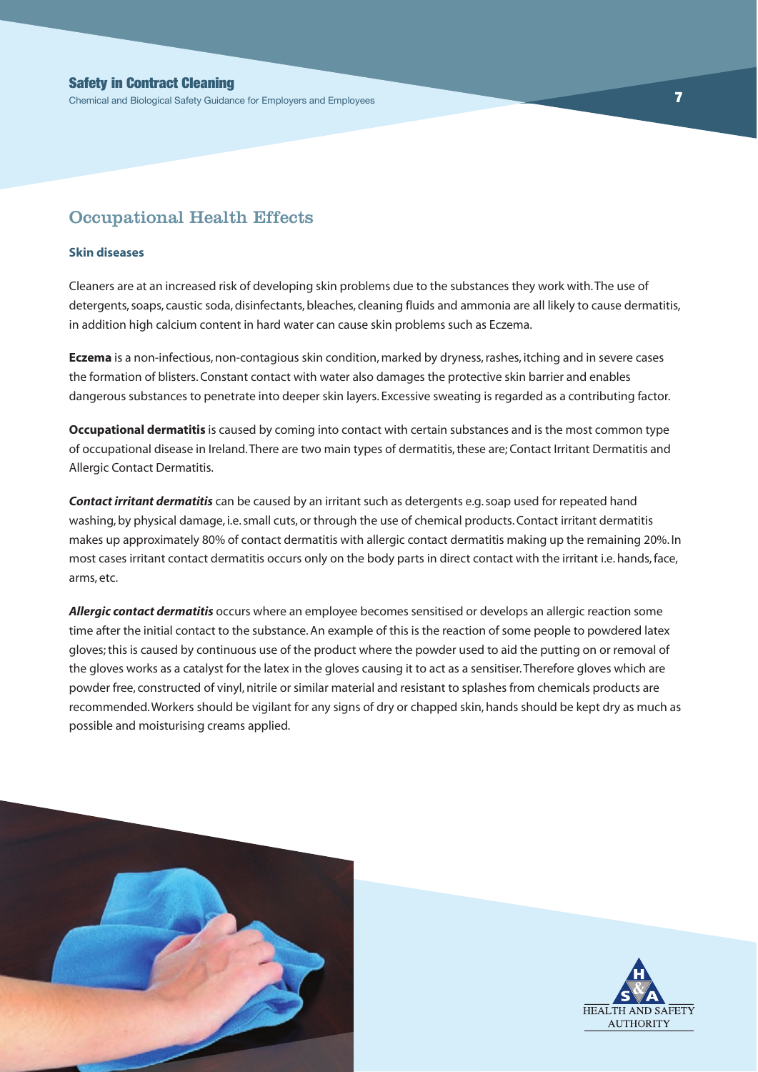## Occupational Health Effects

### Skin diseases

Cleaners are at an increased risk of developing skin problems due to the substances they work with. The use of detergents, soaps, caustic soda, disinfectants, bleaches, cleaning fluids and ammonia are all likely to cause dermatitis, in addition high calcium content in hard water can cause skin problems such as Eczema.

**Eczema** is a non-infectious, non-contagious skin condition, marked by dryness, rashes, itching and in severe cases the formation of blisters. Constant contact with water also damages the protective skin barrier and enables dangerous substances to penetrate into deeper skin layers. Excessive sweating is regarded as a contributing factor.

**Occupational dermatitis** is caused by coming into contact with certain substances and is the most common type of occupational disease in Ireland. There are two main types of dermatitis, these are; Contact Irritant Dermatitis and Allergic Contact Dermatitis.

***Contact irritant dermatitis*** can be caused by an irritant such as detergents e.g. soap used for repeated hand washing, by physical damage, i.e. small cuts, or through the use of chemical products. Contact irritant dermatitis makes up approximately 80% of contact dermatitis with allergic contact dermatitis making up the remaining 20%. In most cases irritant contact dermatitis occurs only on the body parts in direct contact with the irritant i.e. hands, face, arms, etc.

***Allergic contact dermatitis*** occurs where an employee becomes sensitised or develops an allergic reaction some time after the initial contact to the substance. An example of this is the reaction of some people to powdered latex gloves; this is caused by continuous use of the product where the powder used to aid the putting on or removal of the gloves works as a catalyst for the latex in the gloves causing it to act as a sensitiser. Therefore gloves which are powder free, constructed of vinyl, nitrile or similar material and resistant to splashes from chemicals products are recommended. Workers should be vigilant for any signs of dry or chapped skin, hands should be kept dry as much as possible and moisturising creams applied.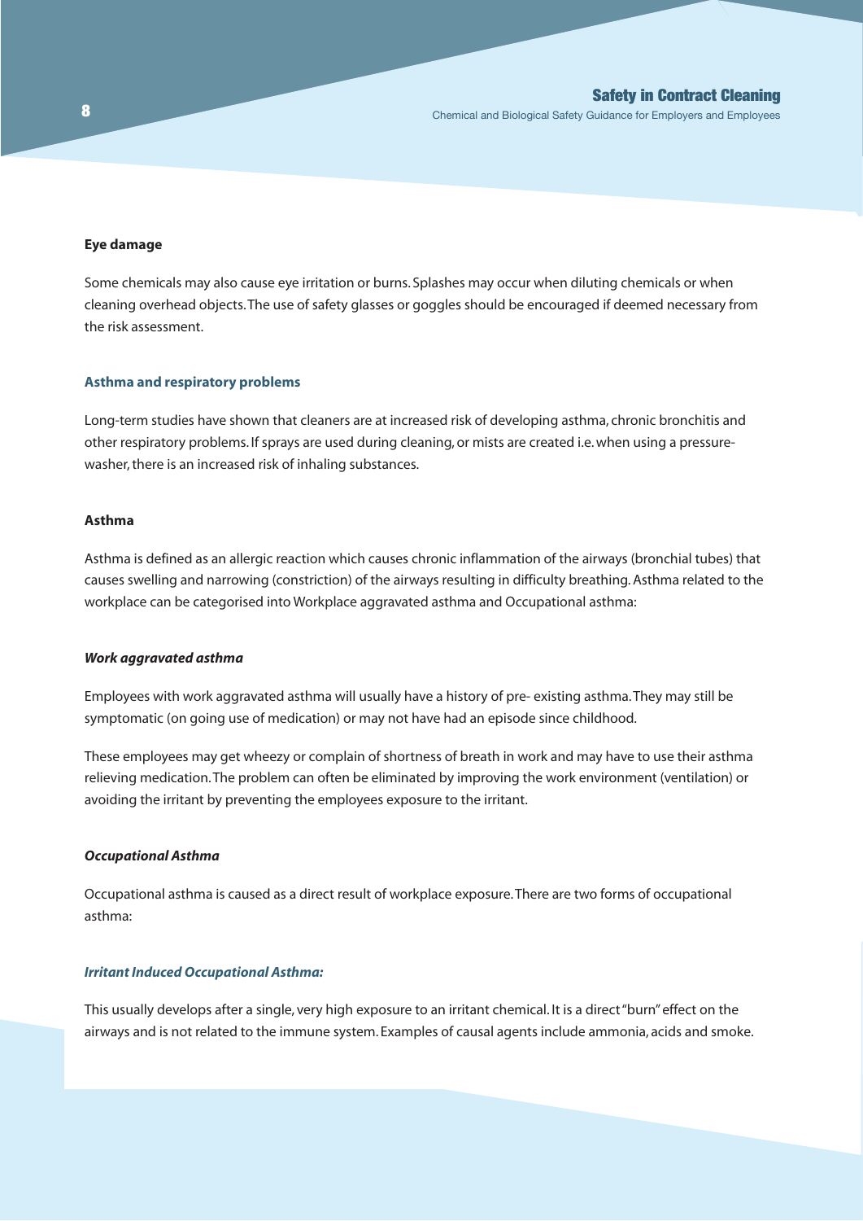### Eye damage

Some chemicals may also cause eye irritation or burns. Splashes may occur when diluting chemicals or when cleaning overhead objects. The use of safety glasses or goggles should be encouraged if deemed necessary from the risk assessment.

### Asthma and respiratory problems

Long-term studies have shown that cleaners are at increased risk of developing asthma, chronic bronchitis and other respiratory problems. If sprays are used during cleaning, or mists are created i.e. when using a pressure-washer, there is an increased risk of inhaling substances.

### Asthma

Asthma is defined as an allergic reaction which causes chronic inflammation of the airways (bronchial tubes) that causes swelling and narrowing (constriction) of the airways resulting in difficulty breathing. Asthma related to the workplace can be categorised into Workplace aggravated asthma and Occupational asthma:

#### *Work aggravated asthma*

Employees with work aggravated asthma will usually have a history of pre- existing asthma. They may still be symptomatic (on going use of medication) or may not have had an episode since childhood.

These employees may get wheezy or complain of shortness of breath in work and may have to use their asthma relieving medication. The problem can often be eliminated by improving the work environment (ventilation) or avoiding the irritant by preventing the employees exposure to the irritant.

#### *Occupational Asthma*

Occupational asthma is caused as a direct result of workplace exposure. There are two forms of occupational asthma:

#### *Irritant Induced Occupational Asthma:*

This usually develops after a single, very high exposure to an irritant chemical. It is a direct "burn" effect on the airways and is not related to the immune system. Examples of causal agents include ammonia, acids and smoke.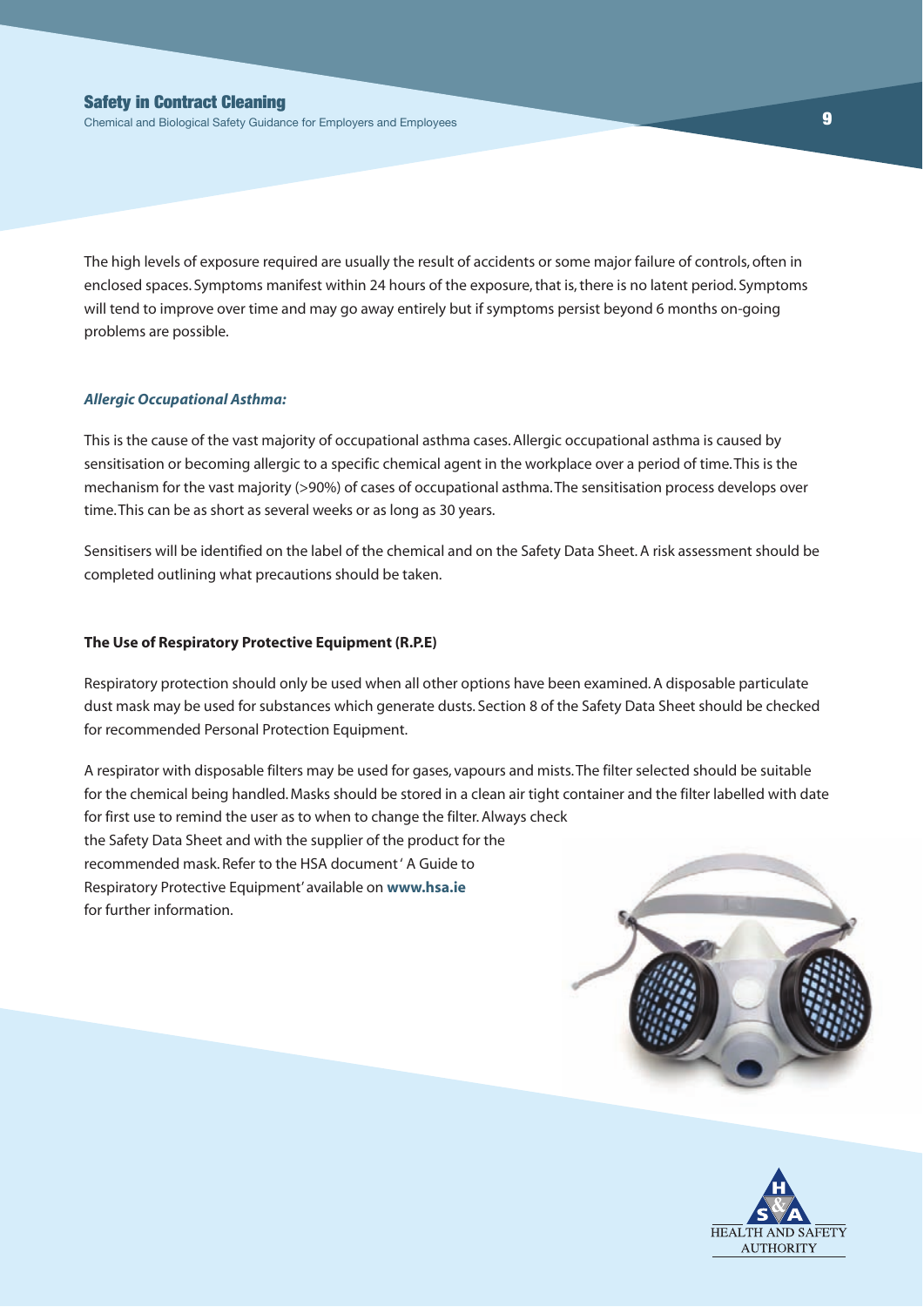The high levels of exposure required are usually the result of accidents or some major failure of controls, often in enclosed spaces. Symptoms manifest within 24 hours of the exposure, that is, there is no latent period. Symptoms will tend to improve over time and may go away entirely but if symptoms persist beyond 6 months on-going problems are possible.

***Allergic Occupational Asthma:***

This is the cause of the vast majority of occupational asthma cases. Allergic occupational asthma is caused by sensitisation or becoming allergic to a specific chemical agent in the workplace over a period of time. This is the mechanism for the vast majority (>90%) of cases of occupational asthma. The sensitisation process develops over time. This can be as short as several weeks or as long as 30 years.

Sensitisers will be identified on the label of the chemical and on the Safety Data Sheet. A risk assessment should be completed outlining what precautions should be taken.

**The Use of Respiratory Protective Equipment (R.P.E)**

Respiratory protection should only be used when all other options have been examined. A disposable particulate dust mask may be used for substances which generate dusts. Section 8 of the Safety Data Sheet should be checked for recommended Personal Protection Equipment.

A respirator with disposable filters may be used for gases, vapours and mists. The filter selected should be suitable for the chemical being handled. Masks should be stored in a clean air tight container and the filter labelled with date for first use to remind the user as to when to change the filter. Always check the Safety Data Sheet and with the supplier of the product for the recommended mask. Refer to the HSA document ' A Guide to Respiratory Protective Equipment' available on **www.hsa.ie** for further information.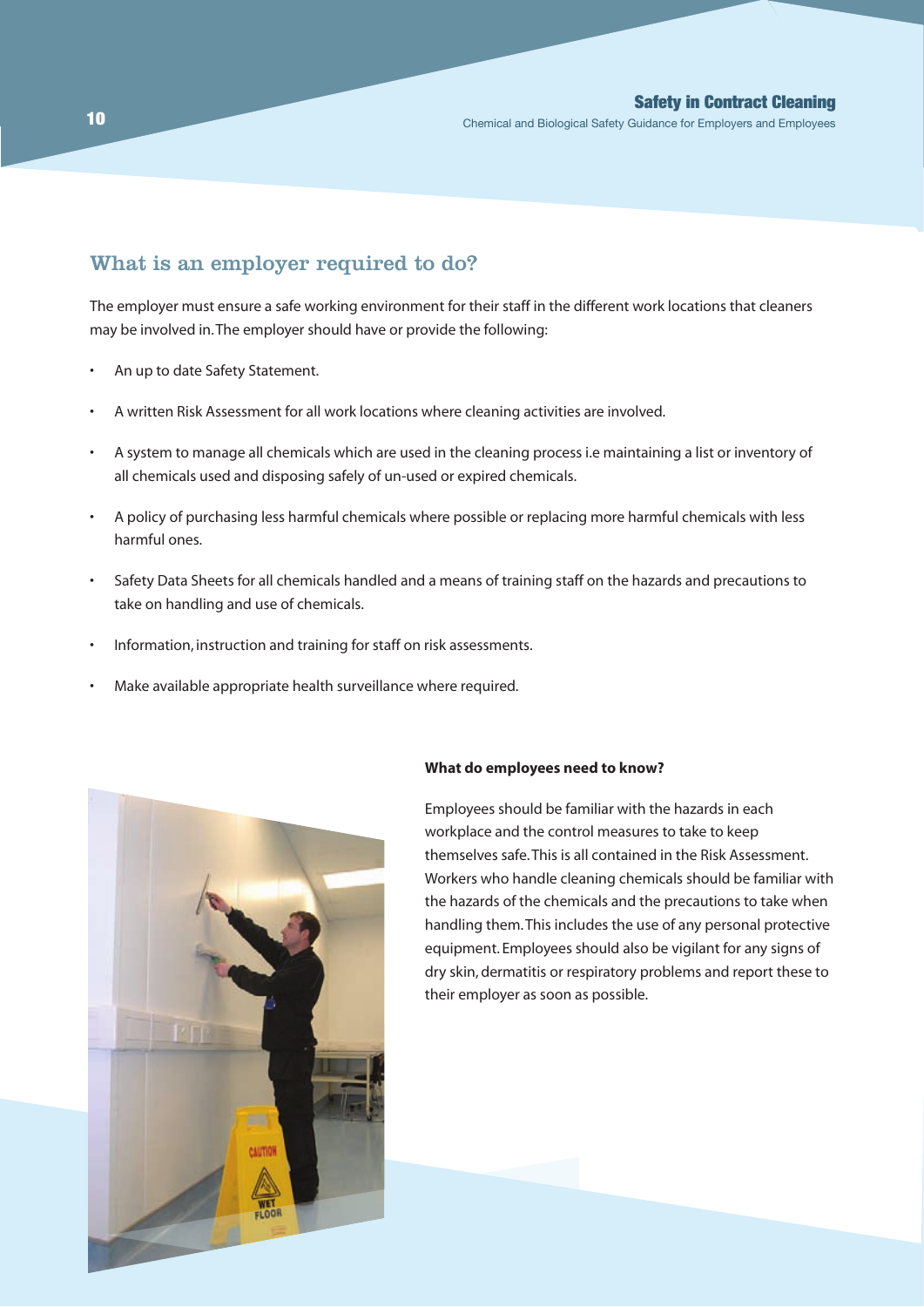## What is an employer required to do?

The employer must ensure a safe working environment for their staff in the different work locations that cleaners may be involved in. The employer should have or provide the following:

- An up to date Safety Statement.
- A written Risk Assessment for all work locations where cleaning activities are involved.
- A system to manage all chemicals which are used in the cleaning process i.e maintaining a list or inventory of all chemicals used and disposing safely of un-used or expired chemicals.
- A policy of purchasing less harmful chemicals where possible or replacing more harmful chemicals with less harmful ones.
- Safety Data Sheets for all chemicals handled and a means of training staff on the hazards and precautions to take on handling and use of chemicals.
- Information, instruction and training for staff on risk assessments.
- Make available appropriate health surveillance where required.

**What do employees need to know?**

Employees should be familiar with the hazards in each workplace and the control measures to take to keep themselves safe. This is all contained in the Risk Assessment. Workers who handle cleaning chemicals should be familiar with the hazards of the chemicals and the precautions to take when handling them. This includes the use of any personal protective equipment. Employees should also be vigilant for any signs of dry skin, dermatitis or respiratory problems and report these to their employer as soon as possible.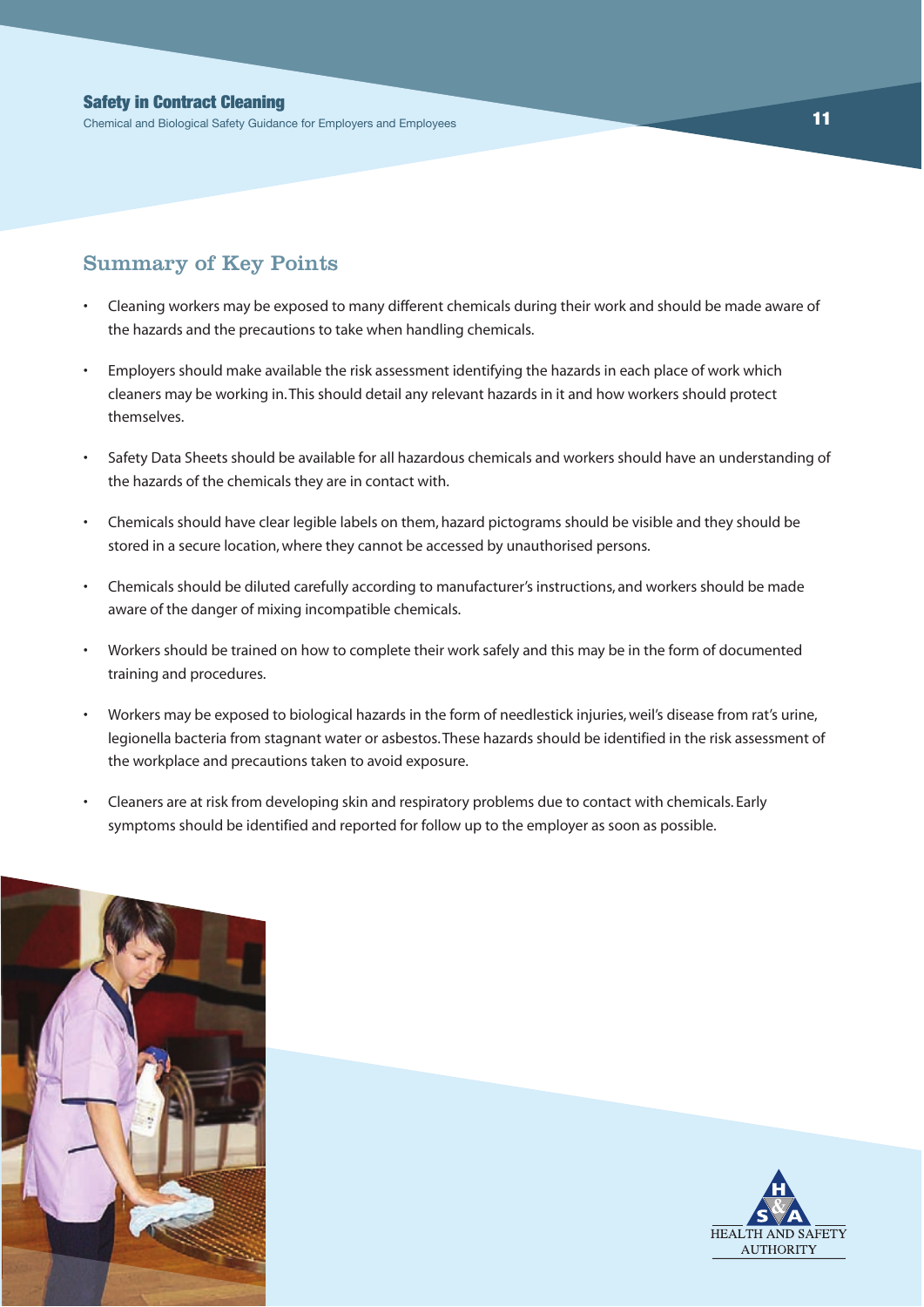## Summary of Key Points

- Cleaning workers may be exposed to many different chemicals during their work and should be made aware of the hazards and the precautions to take when handling chemicals.
- Employers should make available the risk assessment identifying the hazards in each place of work which cleaners may be working in. This should detail any relevant hazards in it and how workers should protect themselves.
- Safety Data Sheets should be available for all hazardous chemicals and workers should have an understanding of the hazards of the chemicals they are in contact with.
- Chemicals should have clear legible labels on them, hazard pictograms should be visible and they should be stored in a secure location, where they cannot be accessed by unauthorised persons.
- Chemicals should be diluted carefully according to manufacturer's instructions, and workers should be made aware of the danger of mixing incompatible chemicals.
- Workers should be trained on how to complete their work safely and this may be in the form of documented training and procedures.
- Workers may be exposed to biological hazards in the form of needlestick injuries, weil's disease from rat's urine, legionella bacteria from stagnant water or asbestos. These hazards should be identified in the risk assessment of the workplace and precautions taken to avoid exposure.
- Cleaners are at risk from developing skin and respiratory problems due to contact with chemicals. Early symptoms should be identified and reported for follow up to the employer as soon as possible.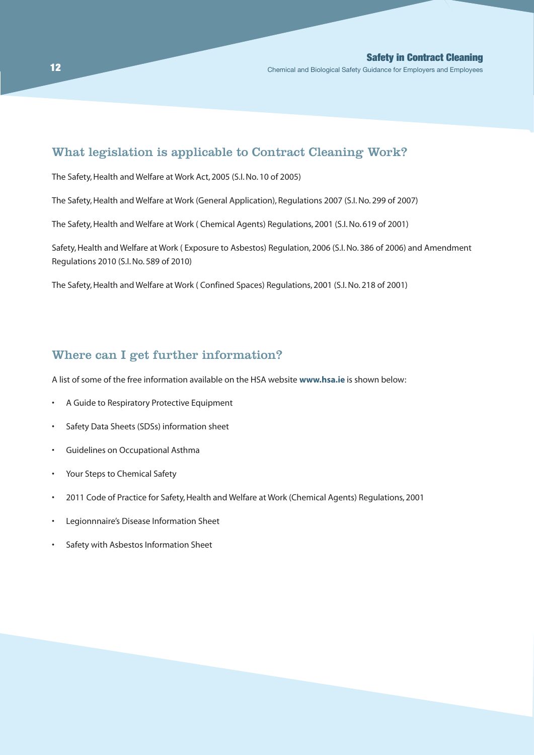## What legislation is applicable to Contract Cleaning Work?

The Safety, Health and Welfare at Work Act, 2005 (S.I. No. 10 of 2005)

The Safety, Health and Welfare at Work (General Application), Regulations 2007 (S.I. No. 299 of 2007)

The Safety, Health and Welfare at Work ( Chemical Agents) Regulations, 2001 (S.I. No. 619 of 2001)

Safety, Health and Welfare at Work ( Exposure to Asbestos) Regulation, 2006 (S.I. No. 386 of 2006) and Amendment Regulations 2010 (S.I. No. 589 of 2010)

The Safety, Health and Welfare at Work ( Confined Spaces) Regulations, 2001 (S.I. No. 218 of 2001)

## Where can I get further information?

A list of some of the free information available on the HSA website **www.hsa.ie** is shown below:

- A Guide to Respiratory Protective Equipment
- Safety Data Sheets (SDSs) information sheet
- Guidelines on Occupational Asthma
- Your Steps to Chemical Safety
- 2011 Code of Practice for Safety, Health and Welfare at Work (Chemical Agents) Regulations, 2001
- Legionnnaire's Disease Information Sheet
- Safety with Asbestos Information Sheet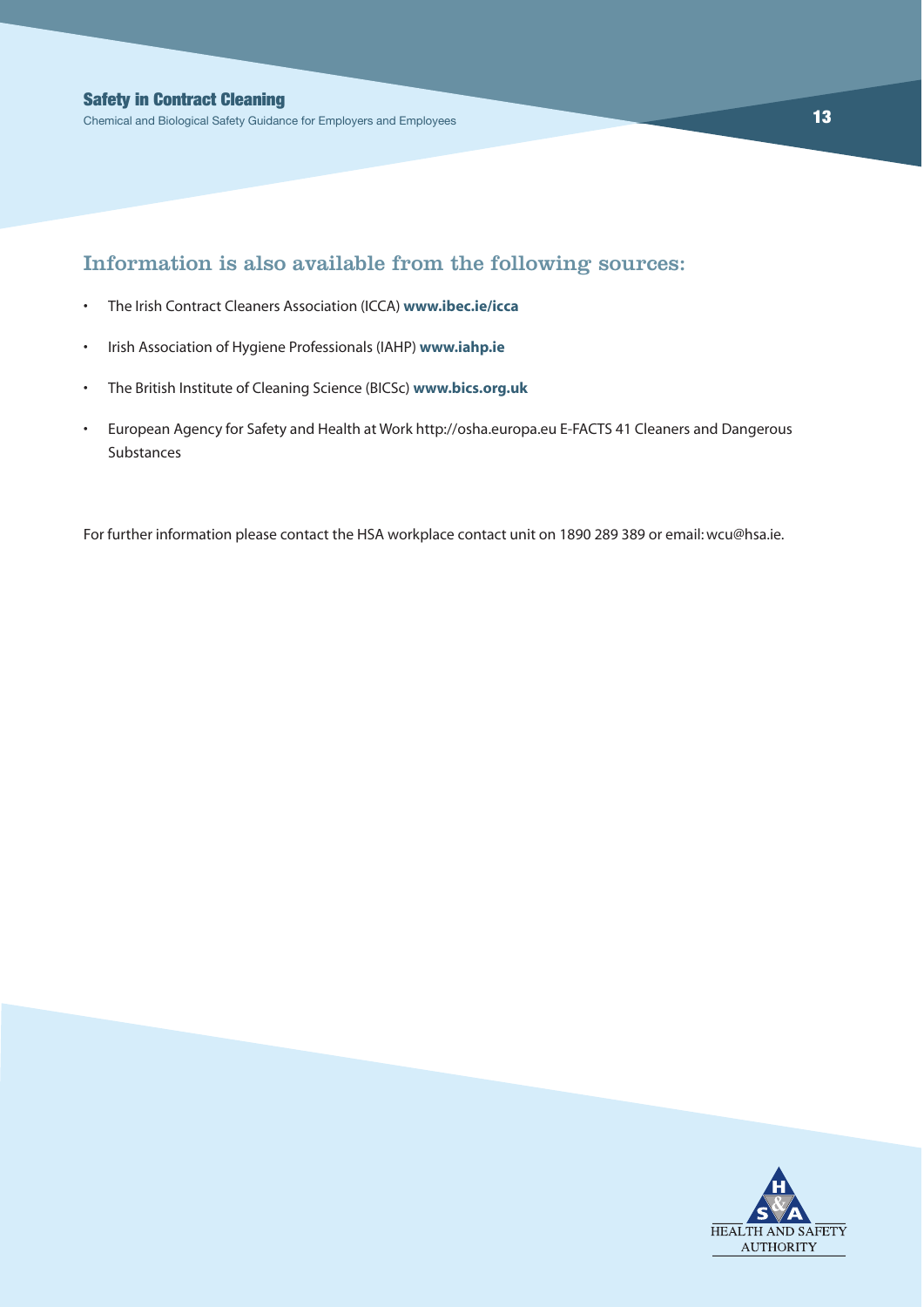## Information is also available from the following sources:

- The Irish Contract Cleaners Association (ICCA) **www.ibec.ie/icca**
- Irish Association of Hygiene Professionals (IAHP) **www.iahp.ie**
- The British Institute of Cleaning Science (BICSc) **www.bics.org.uk**
- European Agency for Safety and Health at Work http://osha.europa.eu E-FACTS 41 Cleaners and Dangerous Substances

For further information please contact the HSA workplace contact unit on 1890 289 389 or email: wcu@hsa.ie.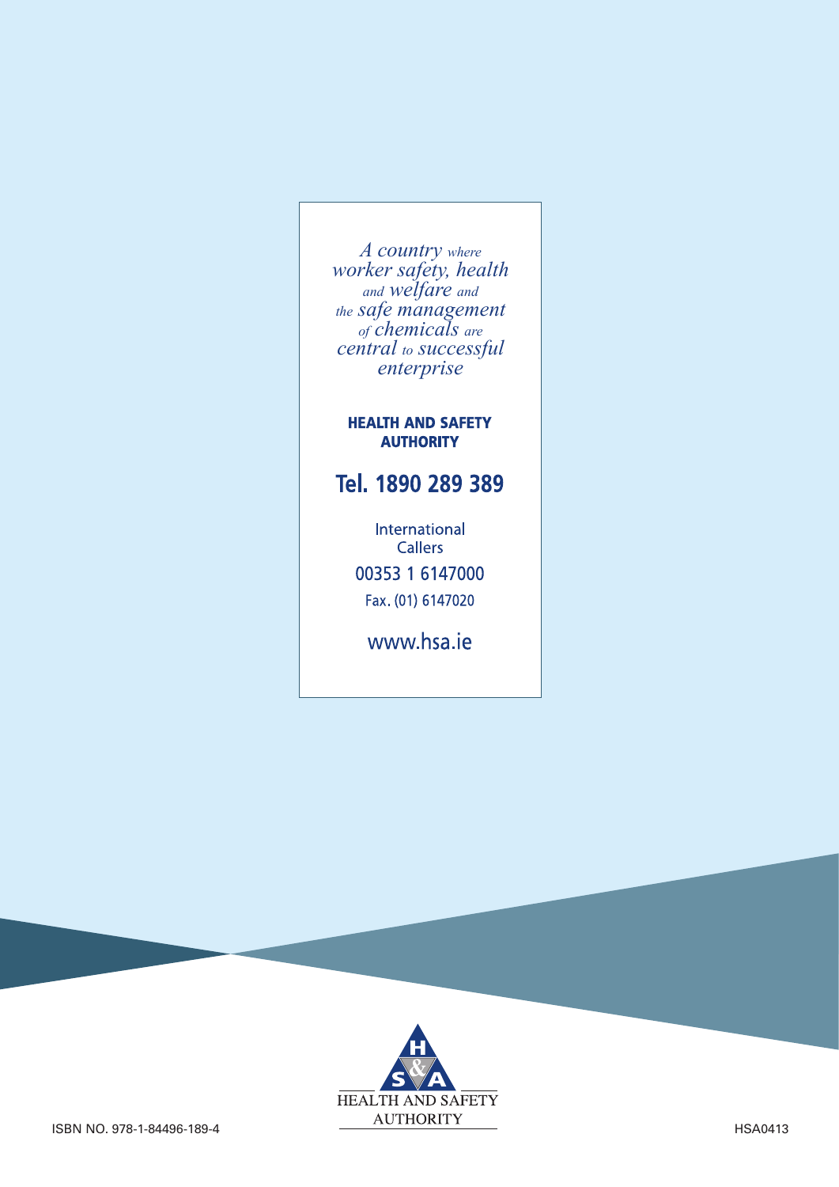*A country where worker safety, health and welfare and the safe management of chemicals are central to successful enterprise*

**HEALTH AND SAFETY AUTHORITY**

**Tel. 1890 289 389**

International Callers

00353 1 6147000

Fax. (01) 6147020

www.hsa.ie

HEALTH AND SAFETY AUTHORITY

ISBN NO. 978-1-84496-189-4

HSA0413